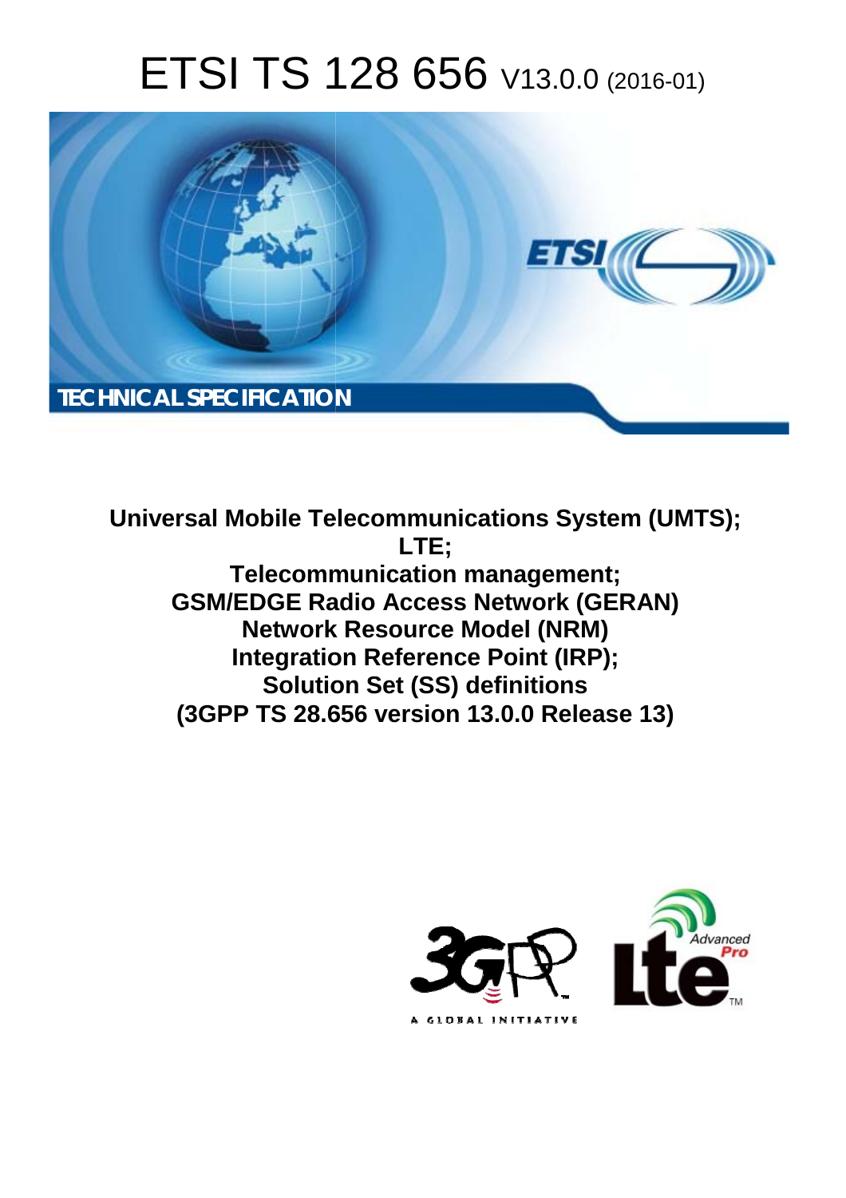# ETSI TS 128 656 V13.0.0 (2016-01)

TECHNICAL SPECIFICATION

**Universal Mobile Telecommunications System (UMTS);**
**LTE;**
**Telecommunication management;**
**GSM/EDGE Radio Access Network (GERAN)**
**Network Resource Model (NRM)**
**Integration Reference Point (IRP);**
**Solution Set (SS) definitions**
**(3GPP TS 28.656 version 13.0.0 Release 13)**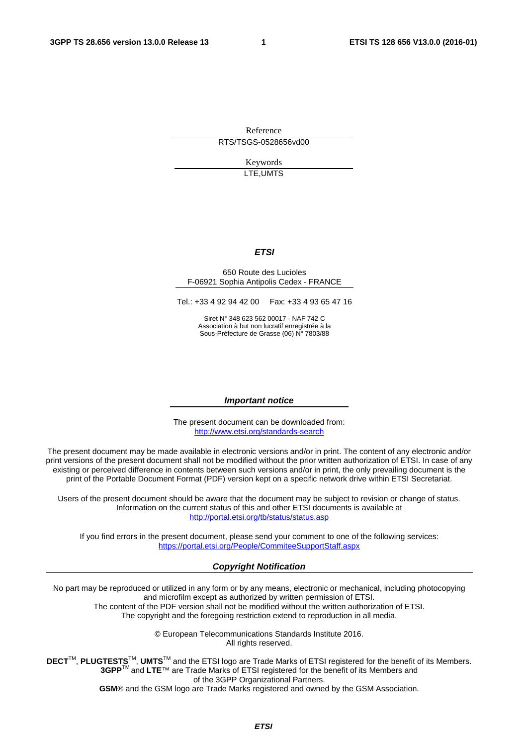Reference

RTS/TSGS-0528656vd00

Keywords

LTE,UMTS

***ETSI***

650 Route des Lucioles
F-06921 Sophia Antipolis Cedex - FRANCE

Tel.: +33 4 92 94 42 00 Fax: +33 4 93 65 47 16

Siret N° 348 623 562 00017 - NAF 742 C
Association à but non lucratif enregistrée à la
Sous-Préfecture de Grasse (06) N° 7803/88

***Important notice***

The present document can be downloaded from:
http://www.etsi.org/standards-search

The present document may be made available in electronic versions and/or in print. The content of any electronic and/or print versions of the present document shall not be modified without the prior written authorization of ETSI. In case of any existing or perceived difference in contents between such versions and/or in print, the only prevailing document is the print of the Portable Document Format (PDF) version kept on a specific network drive within ETSI Secretariat.

Users of the present document should be aware that the document may be subject to revision or change of status. Information on the current status of this and other ETSI documents is available at
http://portal.etsi.org/tb/status/status.asp

If you find errors in the present document, please send your comment to one of the following services:
https://portal.etsi.org/People/CommiteeSupportStaff.aspx

***Copyright Notification***

No part may be reproduced or utilized in any form or by any means, electronic or mechanical, including photocopying and microfilm except as authorized by written permission of ETSI.
The content of the PDF version shall not be modified without the written authorization of ETSI.
The copyright and the foregoing restriction extend to reproduction in all media.

© European Telecommunications Standards Institute 2016.
All rights reserved.

**DECT**™, **PLUGTESTS**™, **UMTS**™ and the ETSI logo are Trade Marks of ETSI registered for the benefit of its Members.
**3GPP**™ and **LTE**™ are Trade Marks of ETSI registered for the benefit of its Members and of the 3GPP Organizational Partners.
**GSM**® and the GSM logo are Trade Marks registered and owned by the GSM Association.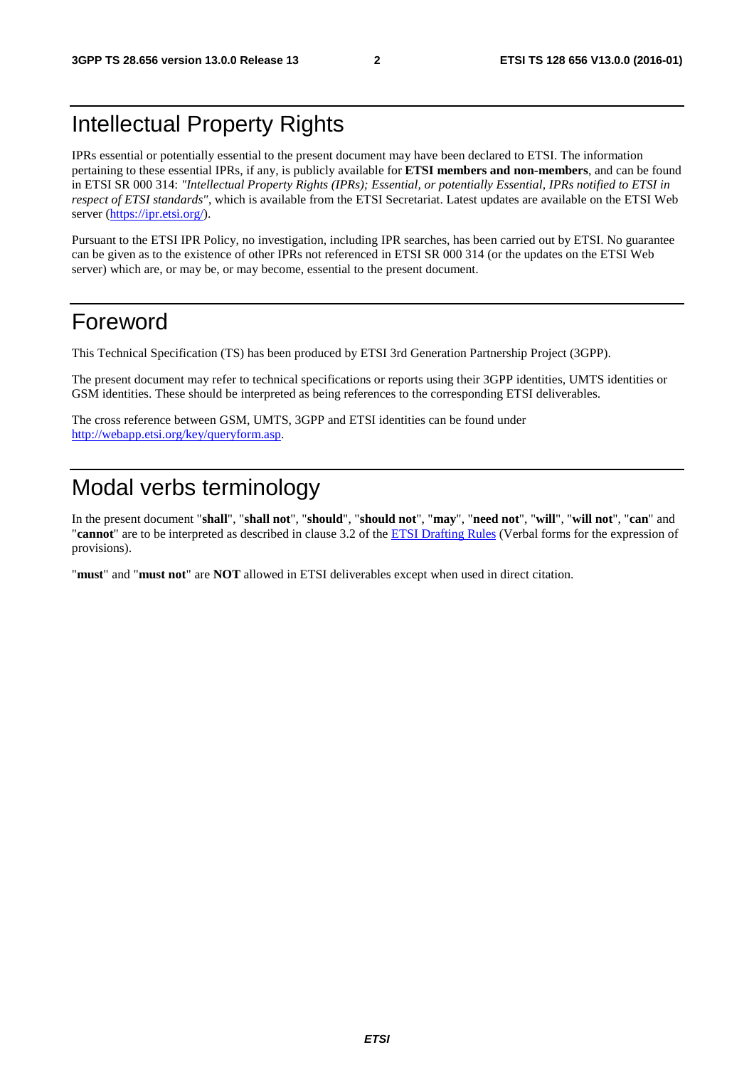# Intellectual Property Rights

IPRs essential or potentially essential to the present document may have been declared to ETSI. The information pertaining to these essential IPRs, if any, is publicly available for **ETSI members and non-members**, and can be found in ETSI SR 000 314: *"Intellectual Property Rights (IPRs); Essential, or potentially Essential, IPRs notified to ETSI in respect of ETSI standards"*, which is available from the ETSI Secretariat. Latest updates are available on the ETSI Web server (https://ipr.etsi.org/).

Pursuant to the ETSI IPR Policy, no investigation, including IPR searches, has been carried out by ETSI. No guarantee can be given as to the existence of other IPRs not referenced in ETSI SR 000 314 (or the updates on the ETSI Web server) which are, or may be, or may become, essential to the present document.

# Foreword

This Technical Specification (TS) has been produced by ETSI 3rd Generation Partnership Project (3GPP).

The present document may refer to technical specifications or reports using their 3GPP identities, UMTS identities or GSM identities. These should be interpreted as being references to the corresponding ETSI deliverables.

The cross reference between GSM, UMTS, 3GPP and ETSI identities can be found under http://webapp.etsi.org/key/queryform.asp.

# Modal verbs terminology

In the present document "**shall**", "**shall not**", "**should**", "**should not**", "**may**", "**need not**", "**will**", "**will not**", "**can**" and "**cannot**" are to be interpreted as described in clause 3.2 of the ETSI Drafting Rules (Verbal forms for the expression of provisions).

"**must**" and "**must not**" are **NOT** allowed in ETSI deliverables except when used in direct citation.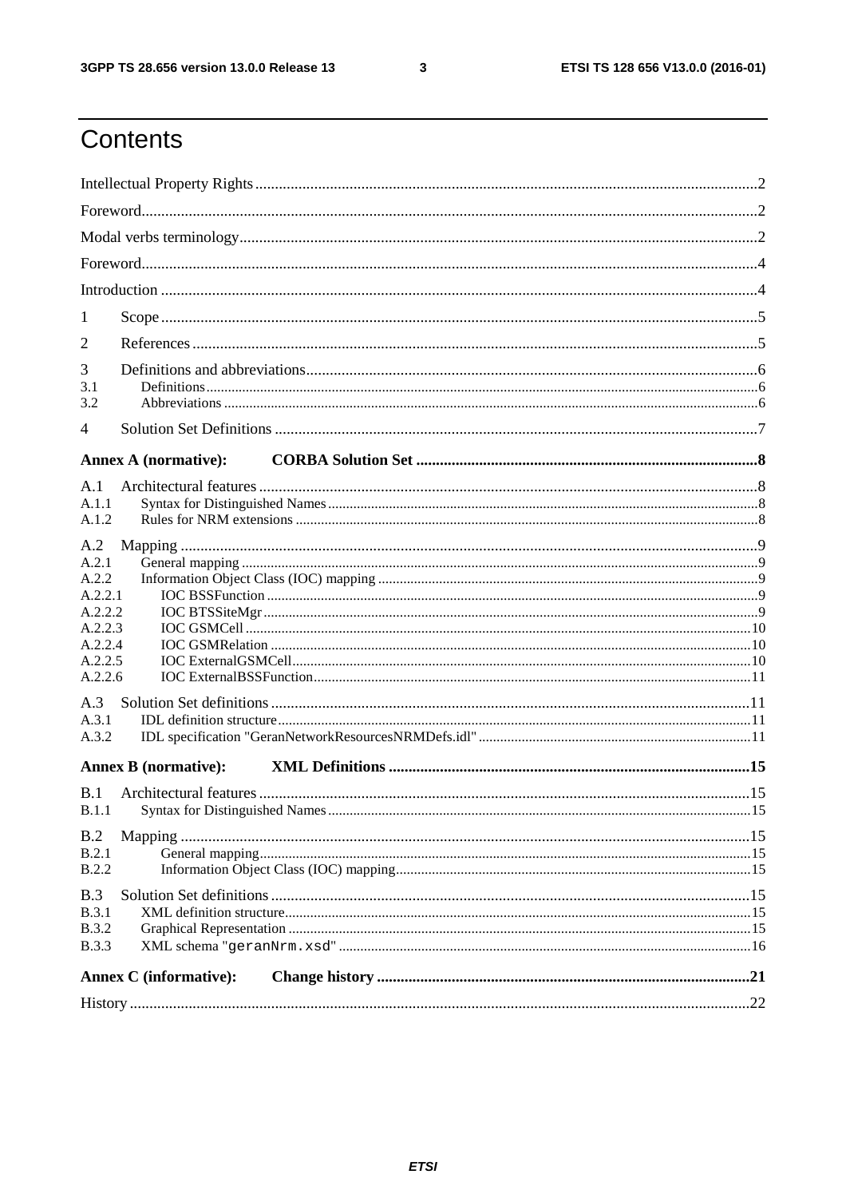# Contents

Intellectual Property Rights ..... 2

Foreword ..... 2

Modal verbs terminology ..... 2

Foreword ..... 4

Introduction ..... 4

1 Scope ..... 5

2 References ..... 5

3 Definitions and abbreviations ..... 6

3.1 Definitions ..... 6

3.2 Abbreviations ..... 6

4 Solution Set Definitions ..... 7

**Annex A (normative): CORBA Solution Set ..... 8**

A.1 Architectural features ..... 8

A.1.1 Syntax for Distinguished Names ..... 8

A.1.2 Rules for NRM extensions ..... 8

A.2 Mapping ..... 9

A.2.1 General mapping ..... 9

A.2.2 Information Object Class (IOC) mapping ..... 9

A.2.2.1 IOC BSSFunction ..... 9

A.2.2.2 IOC BTSSiteMgr ..... 9

A.2.2.3 IOC GSMCell ..... 10

A.2.2.4 IOC GSMRelation ..... 10

A.2.2.5 IOC ExternalGSMCell ..... 10

A.2.2.6 IOC ExternalBSSFunction ..... 11

A.3 Solution Set definitions ..... 11

A.3.1 IDL definition structure ..... 11

A.3.2 IDL specification "GeranNetworkResourcesNRMDefs.idl" ..... 11

**Annex B (normative): XML Definitions ..... 15**

B.1 Architectural features ..... 15

B.1.1 Syntax for Distinguished Names ..... 15

B.2 Mapping ..... 15

B.2.1 General mapping ..... 15

B.2.2 Information Object Class (IOC) mapping ..... 15

B.3 Solution Set definitions ..... 15

B.3.1 XML definition structure ..... 15

B.3.2 Graphical Representation ..... 15

B.3.3 XML schema "geranNrm.xsd" ..... 16

**Annex C (informative): Change history ..... 21**

History ..... 22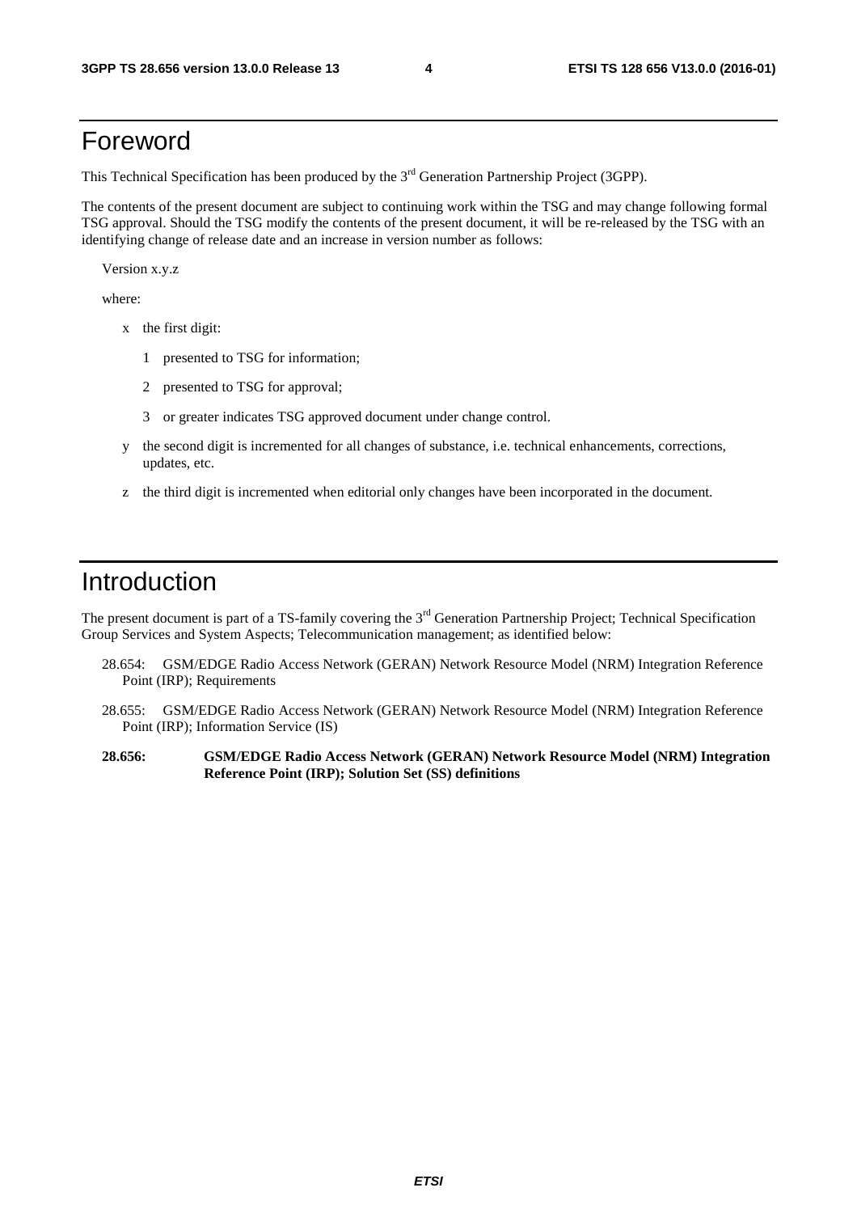# Foreword

This Technical Specification has been produced by the 3rd Generation Partnership Project (3GPP).

The contents of the present document are subject to continuing work within the TSG and may change following formal TSG approval. Should the TSG modify the contents of the present document, it will be re-released by the TSG with an identifying change of release date and an increase in version number as follows:

Version x.y.z

where:

- x the first digit:
  - 1 presented to TSG for information;
  - 2 presented to TSG for approval;
  - 3 or greater indicates TSG approved document under change control.
- y the second digit is incremented for all changes of substance, i.e. technical enhancements, corrections, updates, etc.
- z the third digit is incremented when editorial only changes have been incorporated in the document.

# Introduction

The present document is part of a TS-family covering the 3rd Generation Partnership Project; Technical Specification Group Services and System Aspects; Telecommunication management; as identified below:

28.654: GSM/EDGE Radio Access Network (GERAN) Network Resource Model (NRM) Integration Reference Point (IRP); Requirements

28.655: GSM/EDGE Radio Access Network (GERAN) Network Resource Model (NRM) Integration Reference Point (IRP); Information Service (IS)

**28.656: GSM/EDGE Radio Access Network (GERAN) Network Resource Model (NRM) Integration Reference Point (IRP); Solution Set (SS) definitions**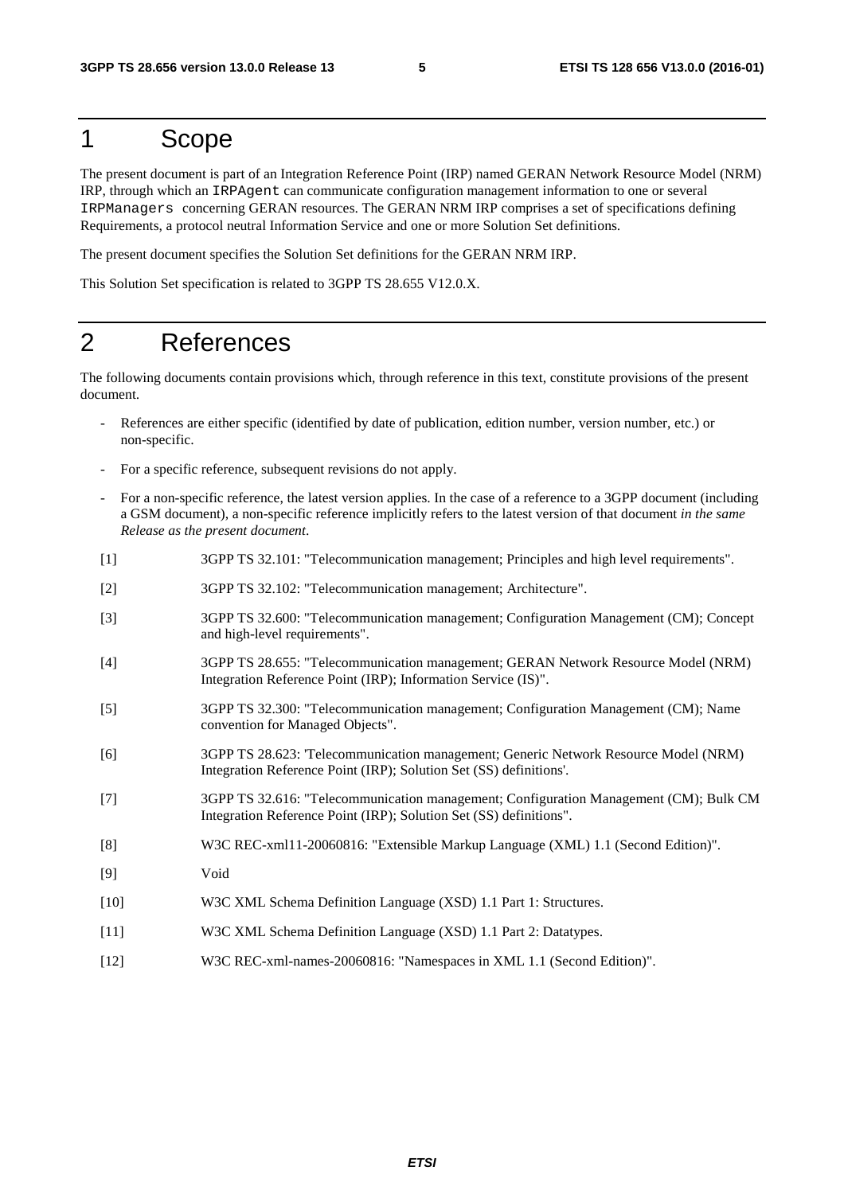# 1 Scope

The present document is part of an Integration Reference Point (IRP) named GERAN Network Resource Model (NRM) IRP, through which an IRPAgent can communicate configuration management information to one or several IRPManagers concerning GERAN resources. The GERAN NRM IRP comprises a set of specifications defining Requirements, a protocol neutral Information Service and one or more Solution Set definitions.

The present document specifies the Solution Set definitions for the GERAN NRM IRP.

This Solution Set specification is related to 3GPP TS 28.655 V12.0.X.

# 2 References

The following documents contain provisions which, through reference in this text, constitute provisions of the present document.

- References are either specific (identified by date of publication, edition number, version number, etc.) or non-specific.
- For a specific reference, subsequent revisions do not apply.
- For a non-specific reference, the latest version applies. In the case of a reference to a 3GPP document (including a GSM document), a non-specific reference implicitly refers to the latest version of that document *in the same Release as the present document*.

[1] 3GPP TS 32.101: "Telecommunication management; Principles and high level requirements".

[2] 3GPP TS 32.102: "Telecommunication management; Architecture".

[3] 3GPP TS 32.600: "Telecommunication management; Configuration Management (CM); Concept and high-level requirements".

[4] 3GPP TS 28.655: "Telecommunication management; GERAN Network Resource Model (NRM) Integration Reference Point (IRP); Information Service (IS)".

[5] 3GPP TS 32.300: "Telecommunication management; Configuration Management (CM); Name convention for Managed Objects".

[6] 3GPP TS 28.623: 'Telecommunication management; Generic Network Resource Model (NRM) Integration Reference Point (IRP); Solution Set (SS) definitions'.

[7] 3GPP TS 32.616: "Telecommunication management; Configuration Management (CM); Bulk CM Integration Reference Point (IRP); Solution Set (SS) definitions".

[8] W3C REC-xml11-20060816: "Extensible Markup Language (XML) 1.1 (Second Edition)".

[9] Void

[10] W3C XML Schema Definition Language (XSD) 1.1 Part 1: Structures.

[11] W3C XML Schema Definition Language (XSD) 1.1 Part 2: Datatypes.

[12] W3C REC-xml-names-20060816: "Namespaces in XML 1.1 (Second Edition)".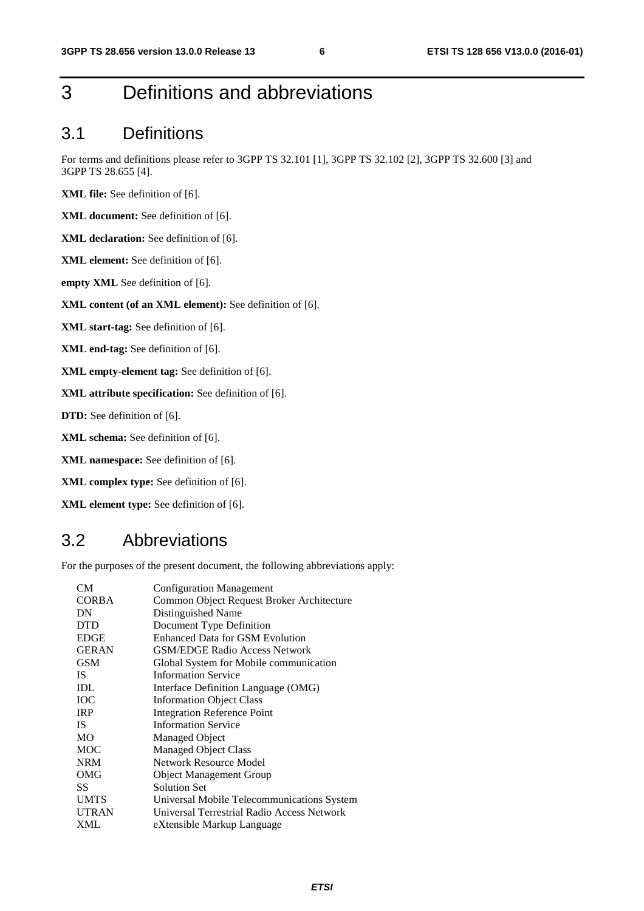# 3 Definitions and abbreviations

## 3.1 Definitions

For terms and definitions please refer to 3GPP TS 32.101 [1], 3GPP TS 32.102 [2], 3GPP TS 32.600 [3] and 3GPP TS 28.655 [4].

**XML file:** See definition of [6].

**XML document:** See definition of [6].

**XML declaration:** See definition of [6].

**XML element:** See definition of [6].

**empty XML** See definition of [6].

**XML content (of an XML element):** See definition of [6].

**XML start-tag:** See definition of [6].

**XML end-tag:** See definition of [6].

**XML empty-element tag:** See definition of [6].

**XML attribute specification:** See definition of [6].

**DTD:** See definition of [6].

**XML schema:** See definition of [6].

**XML namespace:** See definition of [6].

**XML complex type:** See definition of [6].

**XML element type:** See definition of [6].

## 3.2 Abbreviations

For the purposes of the present document, the following abbreviations apply:

| | |
|---|---|
| CM | Configuration Management |
| CORBA | Common Object Request Broker Architecture |
| DN | Distinguished Name |
| DTD | Document Type Definition |
| EDGE | Enhanced Data for GSM Evolution |
| GERAN | GSM/EDGE Radio Access Network |
| GSM | Global System for Mobile communication |
| IS | Information Service |
| IDL | Interface Definition Language (OMG) |
| IOC | Information Object Class |
| IRP | Integration Reference Point |
| IS | Information Service |
| MO | Managed Object |
| MOC | Managed Object Class |
| NRM | Network Resource Model |
| OMG | Object Management Group |
| SS | Solution Set |
| UMTS | Universal Mobile Telecommunications System |
| UTRAN | Universal Terrestrial Radio Access Network |
| XML | eXtensible Markup Language |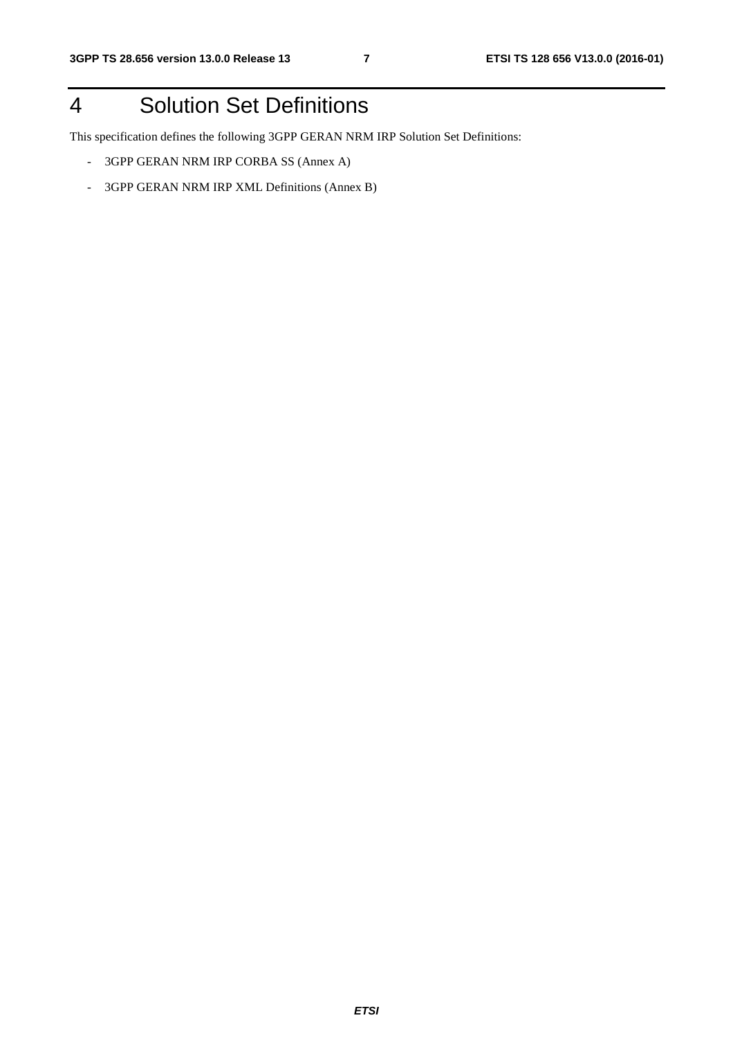# 4 Solution Set Definitions

This specification defines the following 3GPP GERAN NRM IRP Solution Set Definitions:

- 3GPP GERAN NRM IRP CORBA SS (Annex A)
- 3GPP GERAN NRM IRP XML Definitions (Annex B)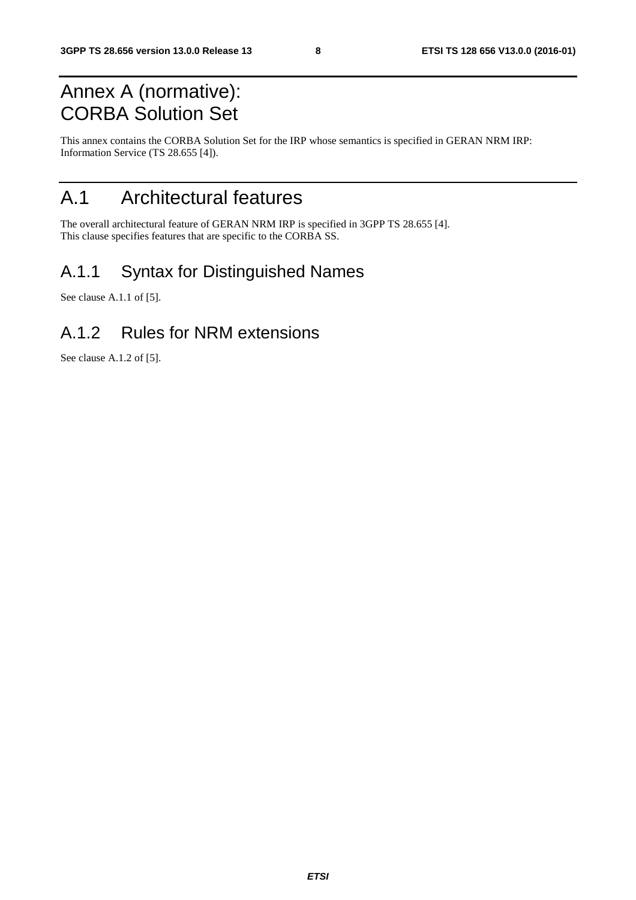# Annex A (normative): CORBA Solution Set

This annex contains the CORBA Solution Set for the IRP whose semantics is specified in GERAN NRM IRP: Information Service (TS 28.655 [4]).

# A.1 Architectural features

The overall architectural feature of GERAN NRM IRP is specified in 3GPP TS 28.655 [4].
This clause specifies features that are specific to the CORBA SS.

## A.1.1 Syntax for Distinguished Names

See clause A.1.1 of [5].

## A.1.2 Rules for NRM extensions

See clause A.1.2 of [5].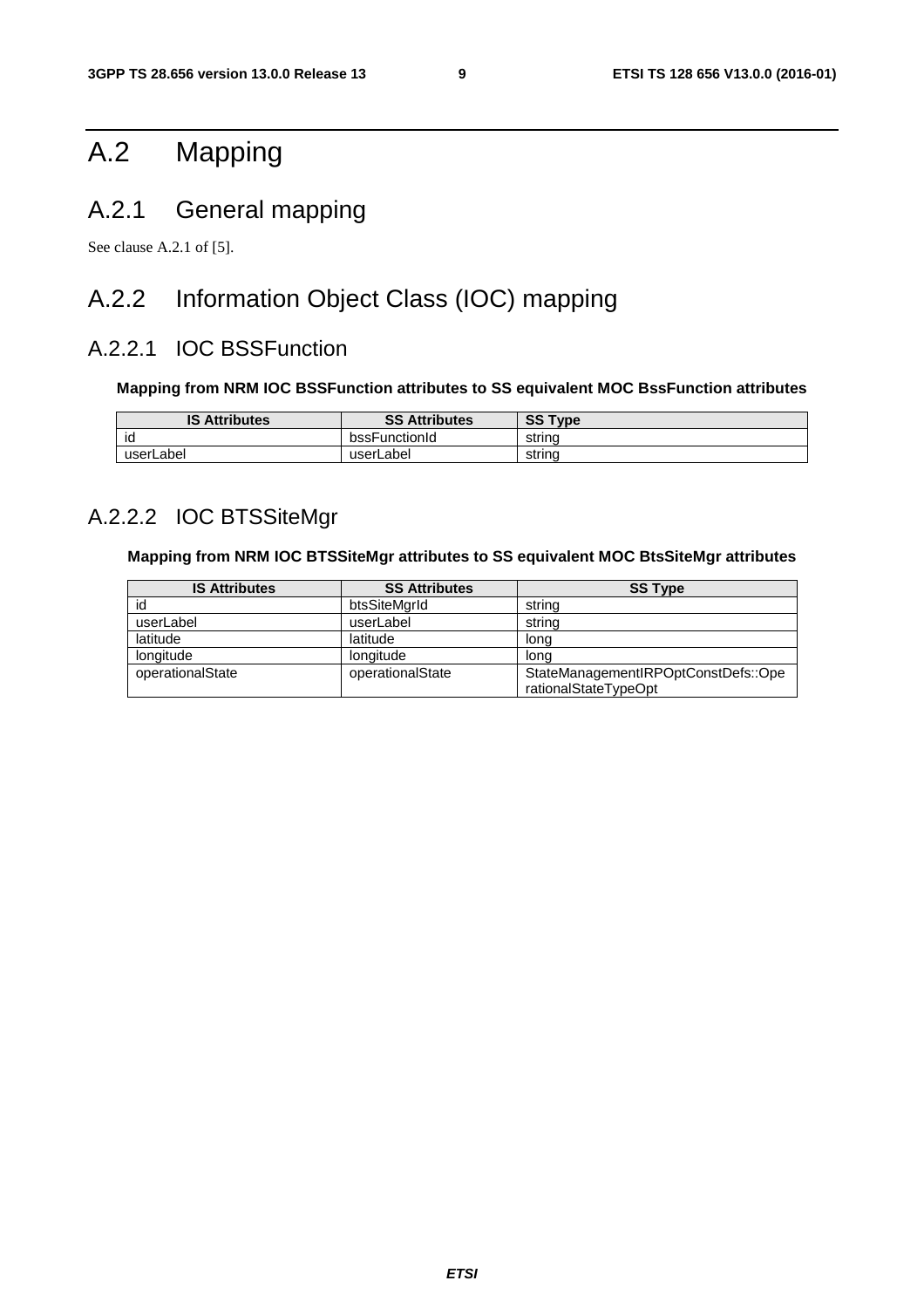# A.2 Mapping

## A.2.1 General mapping

See clause A.2.1 of [5].

## A.2.2 Information Object Class (IOC) mapping

### A.2.2.1 IOC BSSFunction

**Mapping from NRM IOC BSSFunction attributes to SS equivalent MOC BssFunction attributes**

| IS Attributes | SS Attributes | SS Type |
|---|---|---|
| id | bssFunctionId | string |
| userLabel | userLabel | string |

### A.2.2.2 IOC BTSSiteMgr

**Mapping from NRM IOC BTSSiteMgr attributes to SS equivalent MOC BtsSiteMgr attributes**

| IS Attributes | SS Attributes | SS Type |
|---|---|---|
| id | btsSiteMgrId | string |
| userLabel | userLabel | string |
| latitude | latitude | long |
| longitude | longitude | long |
| operationalState | operationalState | StateManagementIRPOptConstDefs::OperationalStateTypeOpt |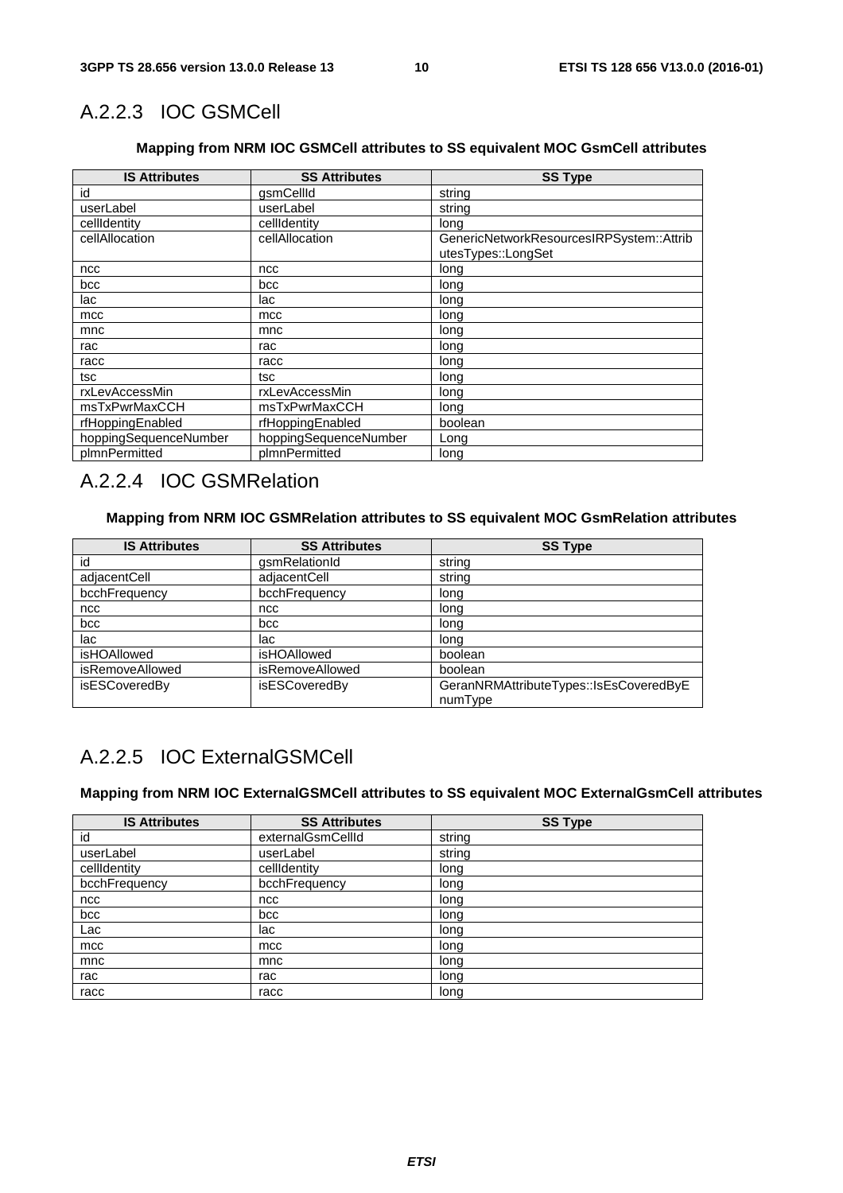### A.2.2.3 IOC GSMCell

**Mapping from NRM IOC GSMCell attributes to SS equivalent MOC GsmCell attributes**

| IS Attributes | SS Attributes | SS Type |
|---|---|---|
| id | gsmCellId | string |
| userLabel | userLabel | string |
| cellIdentity | cellIdentity | long |
| cellAllocation | cellAllocation | GenericNetworkResourcesIRPSystem::AttributesTypes::LongSet |
| ncc | ncc | long |
| bcc | bcc | long |
| lac | lac | long |
| mcc | mcc | long |
| mnc | mnc | long |
| rac | rac | long |
| racc | racc | long |
| tsc | tsc | long |
| rxLevAccessMin | rxLevAccessMin | long |
| msTxPwrMaxCCH | msTxPwrMaxCCH | long |
| rfHoppingEnabled | rfHoppingEnabled | boolean |
| hoppingSequenceNumber | hoppingSequenceNumber | Long |
| plmnPermitted | plmnPermitted | long |

### A.2.2.4 IOC GSMRelation

**Mapping from NRM IOC GSMRelation attributes to SS equivalent MOC GsmRelation attributes**

| IS Attributes | SS Attributes | SS Type |
|---|---|---|
| id | gsmRelationId | string |
| adjacentCell | adjacentCell | string |
| bcchFrequency | bcchFrequency | long |
| ncc | ncc | long |
| bcc | bcc | long |
| lac | lac | long |
| isHOAllowed | isHOAllowed | boolean |
| isRemoveAllowed | isRemoveAllowed | boolean |
| isESCoveredBy | isESCoveredBy | GeranNRMAttributeTypes::IsEsCoveredByEnumType |

### A.2.2.5 IOC ExternalGSMCell

**Mapping from NRM IOC ExternalGSMCell attributes to SS equivalent MOC ExternalGsmCell attributes**

| IS Attributes | SS Attributes | SS Type |
|---|---|---|
| id | externalGsmCellId | string |
| userLabel | userLabel | string |
| cellIdentity | cellIdentity | long |
| bcchFrequency | bcchFrequency | long |
| ncc | ncc | long |
| bcc | bcc | long |
| Lac | lac | long |
| mcc | mcc | long |
| mnc | mnc | long |
| rac | rac | long |
| racc | racc | long |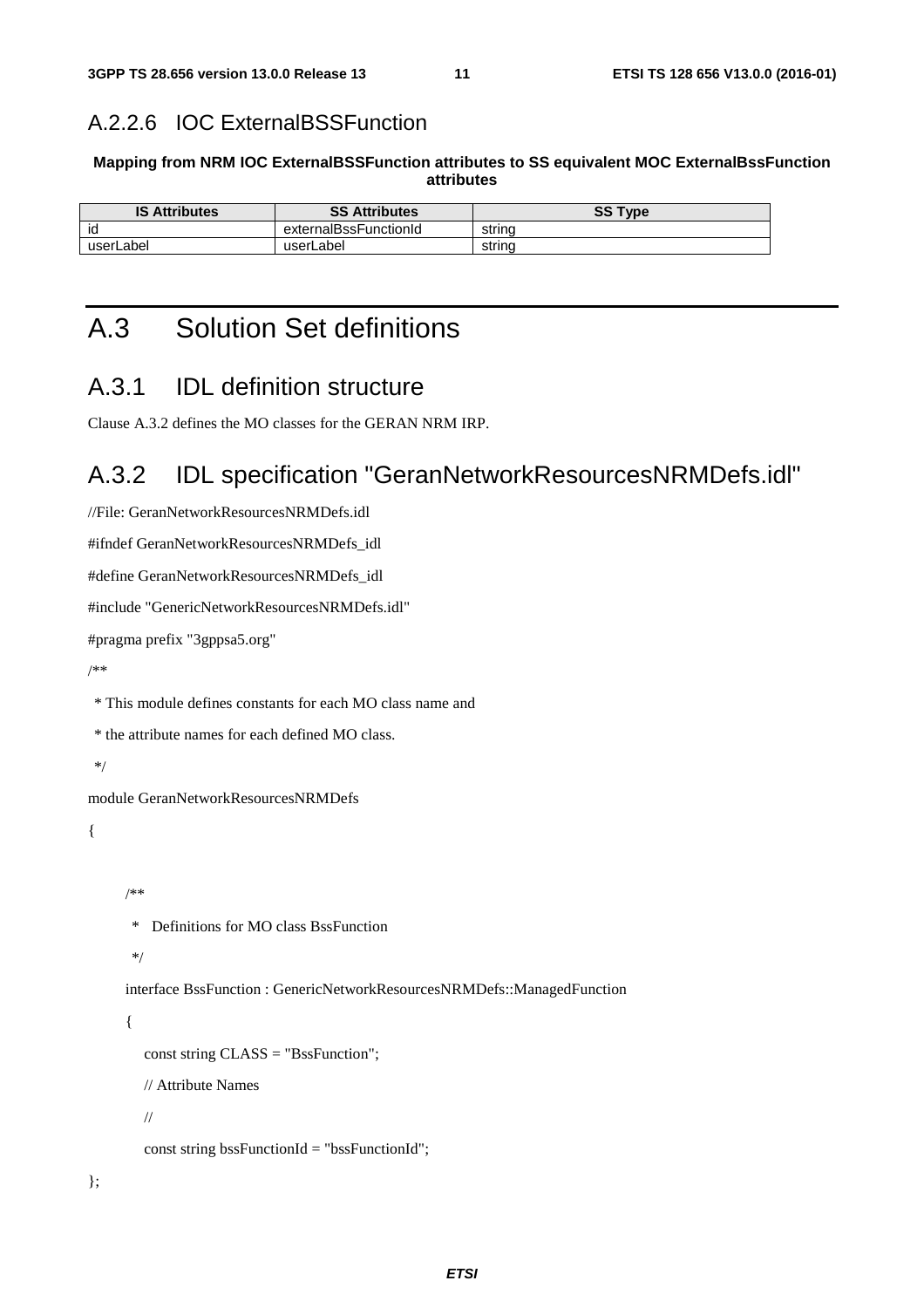#### A.2.2.6 IOC ExternalBSSFunction

**Mapping from NRM IOC ExternalBSSFunction attributes to SS equivalent MOC ExternalBssFunction attributes**

| IS Attributes | SS Attributes | SS Type |
| --- | --- | --- |
| id | externalBssFunctionId | string |
| userLabel | userLabel | string |

# A.3 Solution Set definitions

## A.3.1 IDL definition structure

Clause A.3.2 defines the MO classes for the GERAN NRM IRP.

## A.3.2 IDL specification "GeranNetworkResourcesNRMDefs.idl"

```
//File: GeranNetworkResourcesNRMDefs.idl

#ifndef GeranNetworkResourcesNRMDefs_idl

#define GeranNetworkResourcesNRMDefs_idl

#include "GenericNetworkResourcesNRMDefs.idl"

#pragma prefix "3gppsa5.org"

/**

 * This module defines constants for each MO class name and

 * the attribute names for each defined MO class.

 */

module GeranNetworkResourcesNRMDefs

{


    /**

     *   Definitions for MO class BssFunction

     */

    interface BssFunction : GenericNetworkResourcesNRMDefs::ManagedFunction

    {

        const string CLASS = "BssFunction";

        // Attribute Names

        //

        const string bssFunctionId = "bssFunctionId";

};
```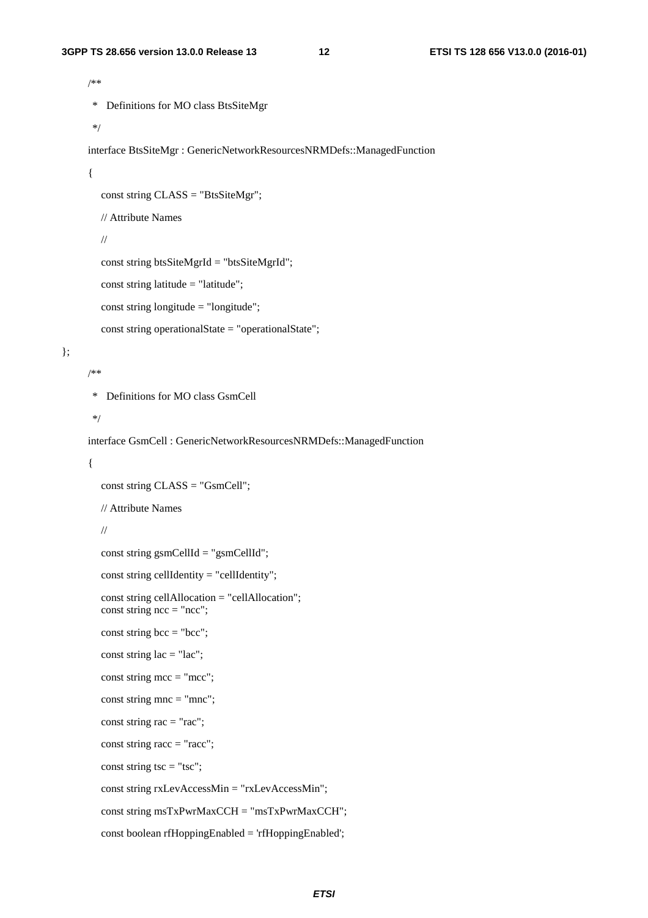```
/**
 * Definitions for MO class BtsSiteMgr
 */
interface BtsSiteMgr : GenericNetworkResourcesNRMDefs::ManagedFunction
{
   const string CLASS = "BtsSiteMgr";
   // Attribute Names
   //
   const string btsSiteMgrId = "btsSiteMgrId";
   const string latitude = "latitude";
   const string longitude = "longitude";
   const string operationalState = "operationalState";
};
/**
 * Definitions for MO class GsmCell
 */
interface GsmCell : GenericNetworkResourcesNRMDefs::ManagedFunction
{
   const string CLASS = "GsmCell";
   // Attribute Names
   //
   const string gsmCellId = "gsmCellId";
   const string cellIdentity = "cellIdentity";
   const string cellAllocation = "cellAllocation";
   const string ncc = "ncc";
   const string bcc = "bcc";
   const string lac = "lac";
   const string mcc = "mcc";
   const string mnc = "mnc";
   const string rac = "rac";
   const string racc = "racc";
   const string tsc = "tsc";
   const string rxLevAccessMin = "rxLevAccessMin";
   const string msTxPwrMaxCCH = "msTxPwrMaxCCH";
   const boolean rfHoppingEnabled = 'rfHoppingEnabled';
```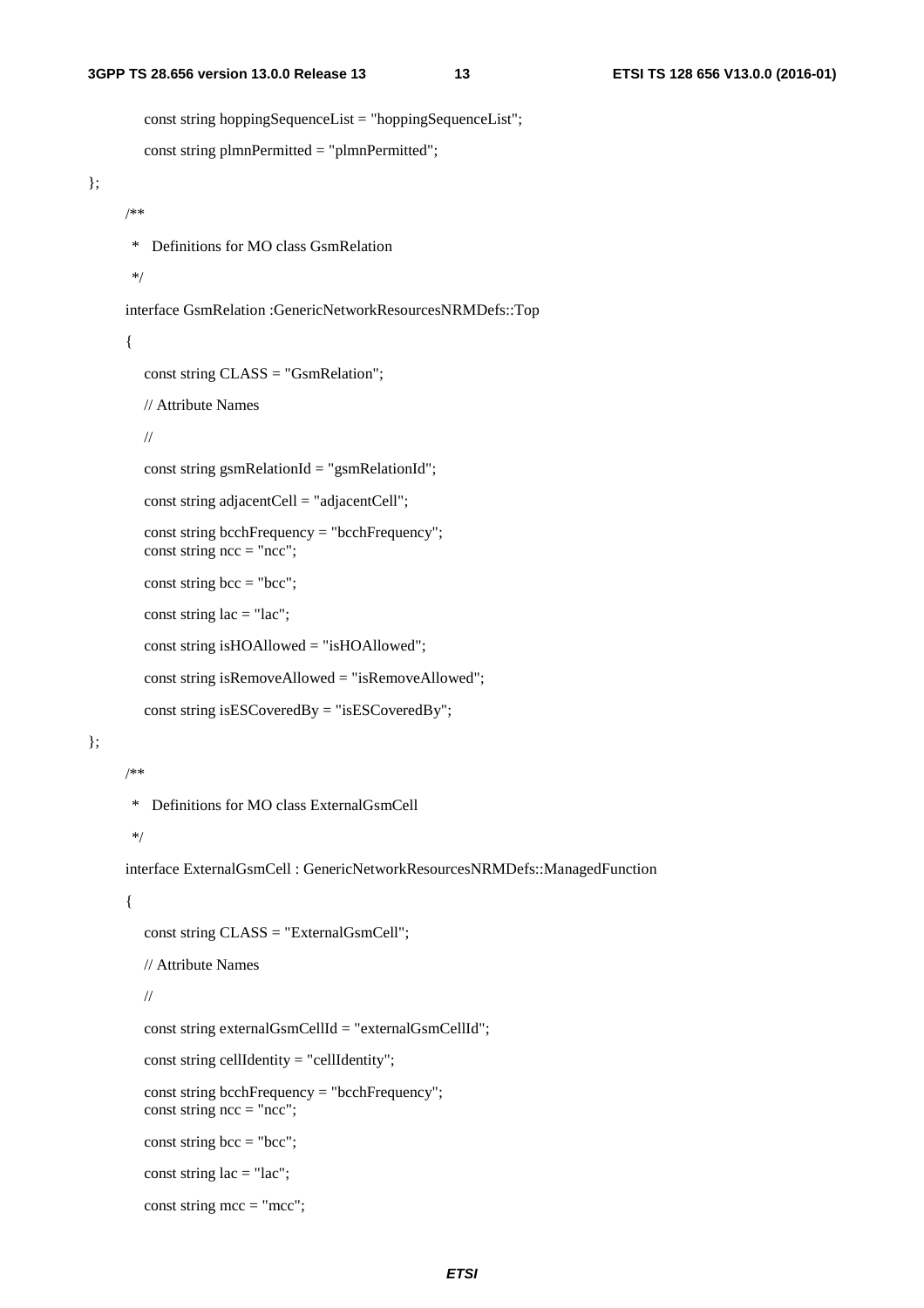```
        const string hoppingSequenceList = "hoppingSequenceList";
        const string plmnPermitted = "plmnPermitted";
};
    /**
     *  Definitions for MO class GsmRelation
     */
    interface GsmRelation :GenericNetworkResourcesNRMDefs::Top
    {
        const string CLASS = "GsmRelation";
        // Attribute Names
        //
        const string gsmRelationId = "gsmRelationId";
        const string adjacentCell = "adjacentCell";
        const string bcchFrequency = "bcchFrequency";
        const string ncc = "ncc";
        const string bcc = "bcc";
        const string lac = "lac";
        const string isHOAllowed = "isHOAllowed";
        const string isRemoveAllowed = "isRemoveAllowed";
        const string isESCoveredBy = "isESCoveredBy";
};
    /**
     *  Definitions for MO class ExternalGsmCell
     */
    interface ExternalGsmCell : GenericNetworkResourcesNRMDefs::ManagedFunction
    {
        const string CLASS = "ExternalGsmCell";
        // Attribute Names
        //
        const string externalGsmCellId = "externalGsmCellId";
        const string cellIdentity = "cellIdentity";
        const string bcchFrequency = "bcchFrequency";
        const string ncc = "ncc";
        const string bcc = "bcc";
        const string lac = "lac";
        const string mcc = "mcc";
```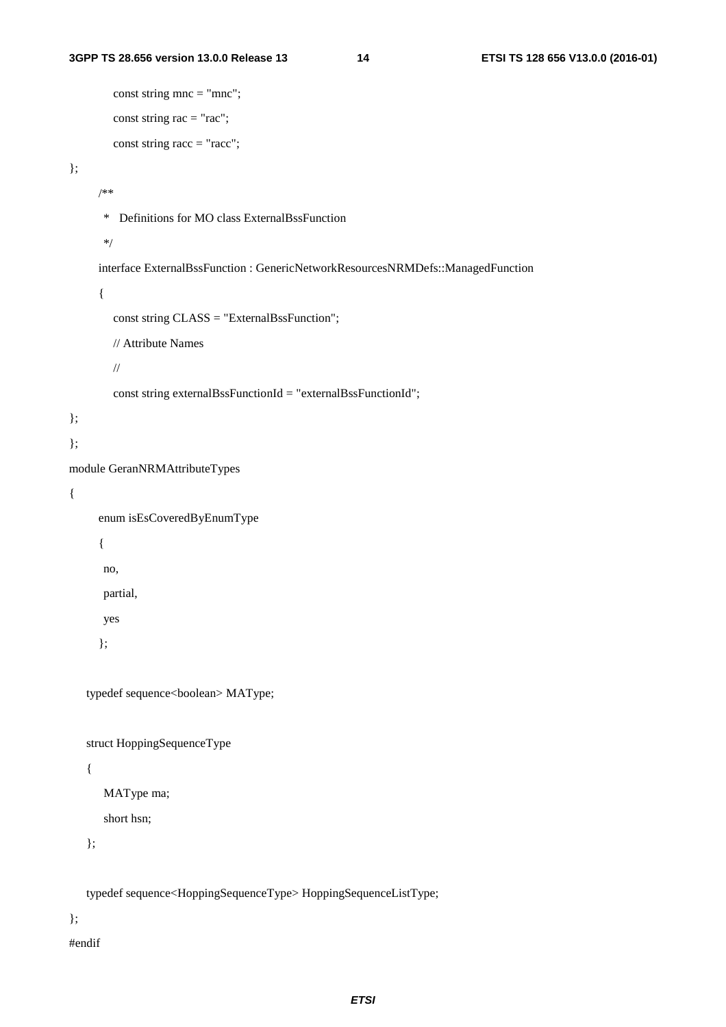```
         const string mnc = "mnc";
         const string rac = "rac";
         const string racc = "racc";
};
      /**
       *  Definitions for MO class ExternalBssFunction
       */
      interface ExternalBssFunction : GenericNetworkResourcesNRMDefs::ManagedFunction
      {
         const string CLASS = "ExternalBssFunction";
         // Attribute Names
         //
         const string externalBssFunctionId = "externalBssFunctionId";
};
};
module GeranNRMAttributeTypes
{
      enum isEsCoveredByEnumType
      {
       no,
       partial,
       yes
      };

    typedef sequence<boolean> MAType;

    struct HoppingSequenceType
    {
       MAType ma;
       short hsn;
    };

    typedef sequence<HoppingSequenceType> HoppingSequenceListType;
};
#endif
```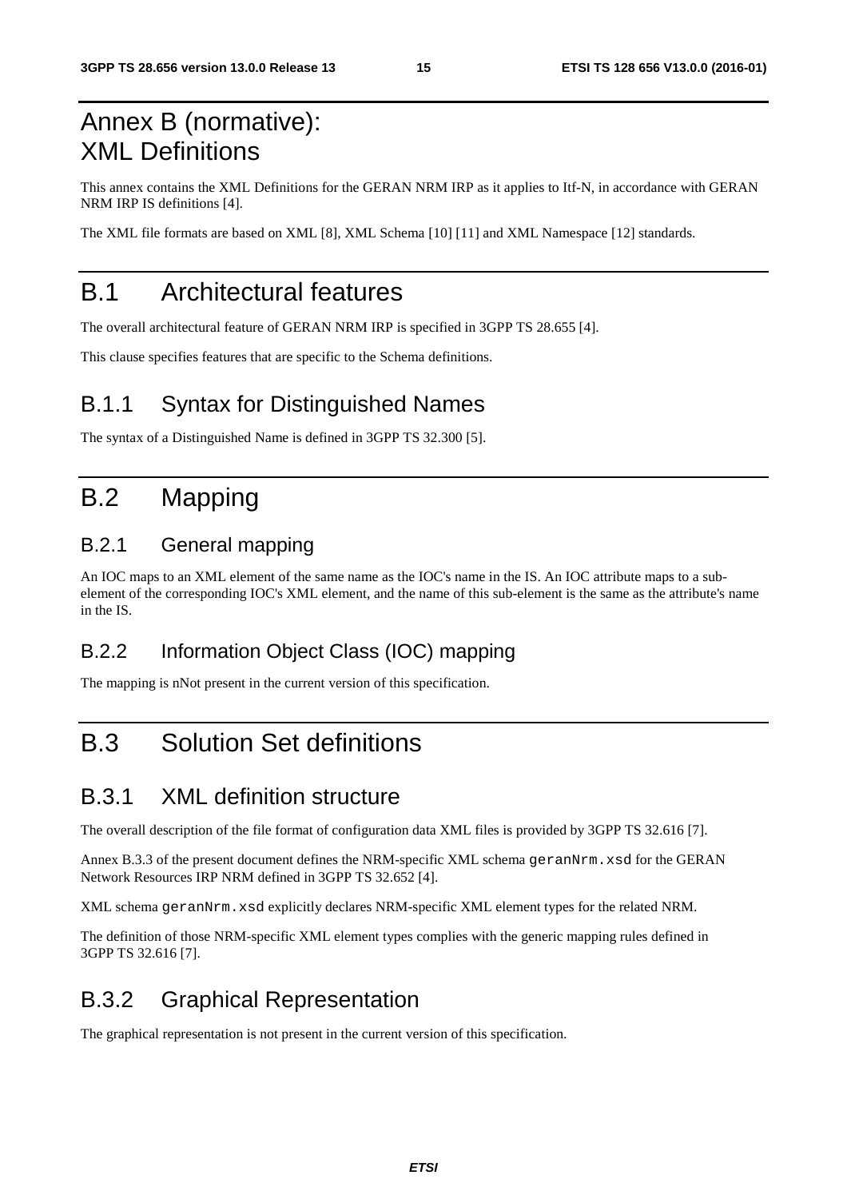# Annex B (normative): XML Definitions

This annex contains the XML Definitions for the GERAN NRM IRP as it applies to Itf-N, in accordance with GERAN NRM IRP IS definitions [4].

The XML file formats are based on XML [8], XML Schema [10] [11] and XML Namespace [12] standards.

# B.1 Architectural features

The overall architectural feature of GERAN NRM IRP is specified in 3GPP TS 28.655 [4].

This clause specifies features that are specific to the Schema definitions.

## B.1.1 Syntax for Distinguished Names

The syntax of a Distinguished Name is defined in 3GPP TS 32.300 [5].

# B.2 Mapping

## B.2.1 General mapping

An IOC maps to an XML element of the same name as the IOC's name in the IS. An IOC attribute maps to a sub-element of the corresponding IOC's XML element, and the name of this sub-element is the same as the attribute's name in the IS.

## B.2.2 Information Object Class (IOC) mapping

The mapping is nNot present in the current version of this specification.

# B.3 Solution Set definitions

## B.3.1 XML definition structure

The overall description of the file format of configuration data XML files is provided by 3GPP TS 32.616 [7].

Annex B.3.3 of the present document defines the NRM-specific XML schema `geranNrm.xsd` for the GERAN Network Resources IRP NRM defined in 3GPP TS 32.652 [4].

XML schema `geranNrm.xsd` explicitly declares NRM-specific XML element types for the related NRM.

The definition of those NRM-specific XML element types complies with the generic mapping rules defined in 3GPP TS 32.616 [7].

## B.3.2 Graphical Representation

The graphical representation is not present in the current version of this specification.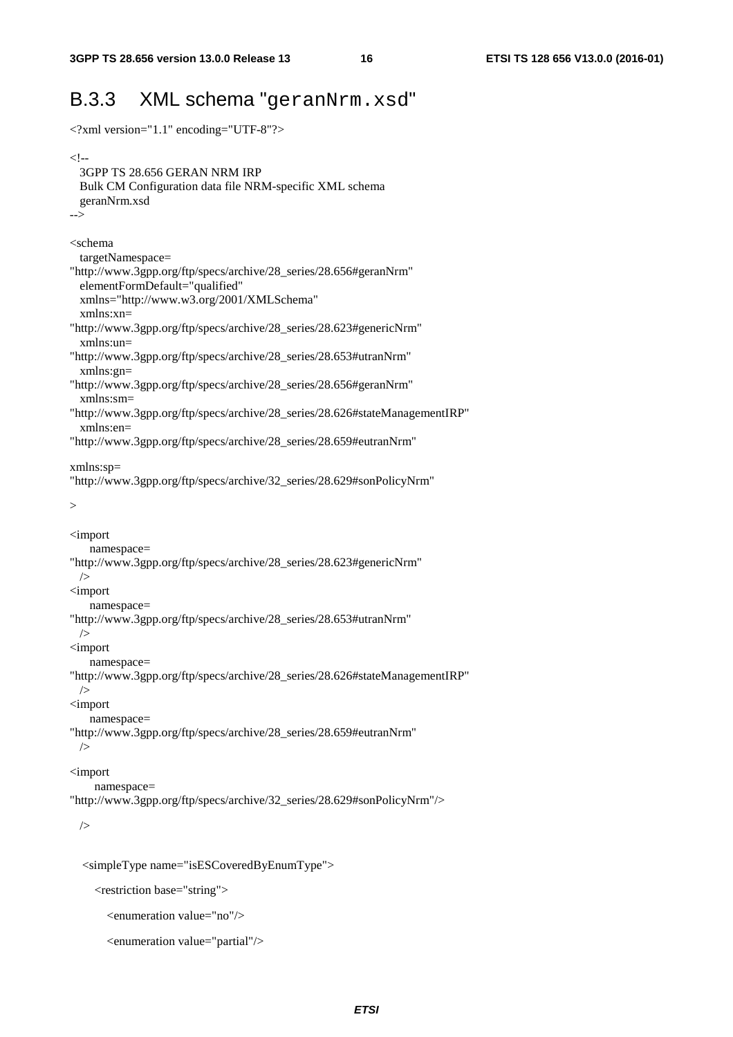### B.3.3 XML schema "geranNrm.xsd"

```
<?xml version="1.1" encoding="UTF-8"?>

<!--
  3GPP TS 28.656 GERAN NRM IRP
  Bulk CM Configuration data file NRM-specific XML schema
  geranNrm.xsd
-->

<schema
  targetNamespace=
"http://www.3gpp.org/ftp/specs/archive/28_series/28.656#geranNrm"
  elementFormDefault="qualified"
  xmlns="http://www.w3.org/2001/XMLSchema"
  xmlns:xn=
"http://www.3gpp.org/ftp/specs/archive/28_series/28.623#genericNrm"
  xmlns:un=
"http://www.3gpp.org/ftp/specs/archive/28_series/28.653#utranNrm"
  xmlns:gn=
"http://www.3gpp.org/ftp/specs/archive/28_series/28.656#geranNrm"
  xmlns:sm=
"http://www.3gpp.org/ftp/specs/archive/28_series/28.626#stateManagementIRP"
  xmlns:en=
"http://www.3gpp.org/ftp/specs/archive/28_series/28.659#eutranNrm"

xmlns:sp=
"http://www.3gpp.org/ftp/specs/archive/32_series/28.629#sonPolicyNrm"

>

<import
    namespace=
"http://www.3gpp.org/ftp/specs/archive/28_series/28.623#genericNrm"
  />
<import
    namespace=
"http://www.3gpp.org/ftp/specs/archive/28_series/28.653#utranNrm"
  />
<import
    namespace=
"http://www.3gpp.org/ftp/specs/archive/28_series/28.626#stateManagementIRP"
  />
<import
    namespace=
"http://www.3gpp.org/ftp/specs/archive/28_series/28.659#eutranNrm"
  />

<import
     namespace=
"http://www.3gpp.org/ftp/specs/archive/32_series/28.629#sonPolicyNrm"/>

  />


   <simpleType name="isESCoveredByEnumType">

      <restriction base="string">

         <enumeration value="no"/>

         <enumeration value="partial"/>
```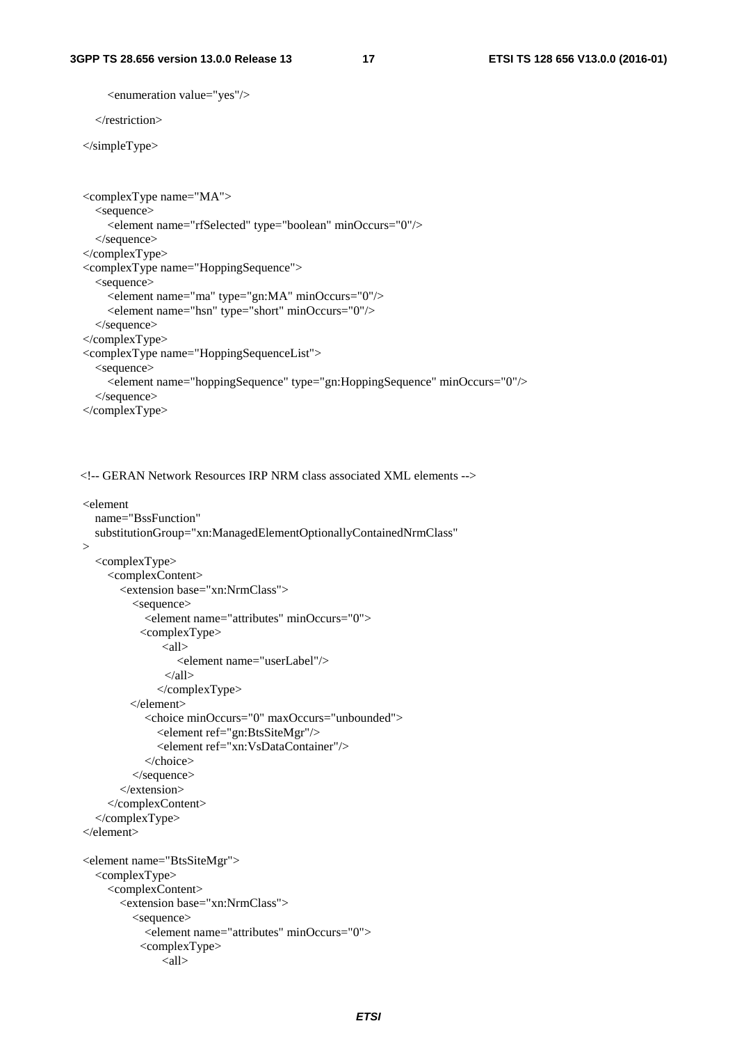```
      <enumeration value="yes"/>
   </restriction>
</simpleType>


<complexType name="MA">
   <sequence>
      <element name="rfSelected" type="boolean" minOccurs="0"/>
   </sequence>
</complexType>
<complexType name="HoppingSequence">
   <sequence>
      <element name="ma" type="gn:MA" minOccurs="0"/>
      <element name="hsn" type="short" minOccurs="0"/>
   </sequence>
</complexType>
<complexType name="HoppingSequenceList">
   <sequence>
      <element name="hoppingSequence" type="gn:HoppingSequence" minOccurs="0"/>
   </sequence>
</complexType>



<!-- GERAN Network Resources IRP NRM class associated XML elements -->

<element
   name="BssFunction"
   substitutionGroup="xn:ManagedElementOptionallyContainedNrmClass"
>
   <complexType>
      <complexContent>
         <extension base="xn:NrmClass">
            <sequence>
               <element name="attributes" minOccurs="0">
              <complexType>
                   <all>
                      <element name="userLabel"/>
                    </all>
                  </complexType>
           </element>
               <choice minOccurs="0" maxOccurs="unbounded">
                  <element ref="gn:BtsSiteMgr"/>
                  <element ref="xn:VsDataContainer"/>
               </choice>
            </sequence>
         </extension>
      </complexContent>
   </complexType>
</element>

<element name="BtsSiteMgr">
   <complexType>
      <complexContent>
         <extension base="xn:NrmClass">
            <sequence>
               <element name="attributes" minOccurs="0">
              <complexType>
                   <all>
```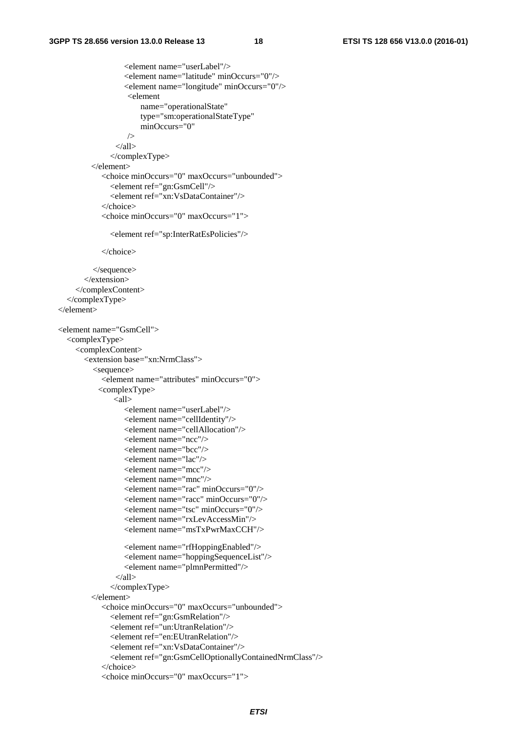```
                <element name="userLabel"/>
                <element name="latitude" minOccurs="0"/>
                <element name="longitude" minOccurs="0"/>
                 <element
                     name="operationalState"
                     type="sm:operationalStateType"
                     minOccurs="0"
                 />
              </all>
            </complexType>
          </element>
            <choice minOccurs="0" maxOccurs="unbounded">
              <element ref="gn:GsmCell"/>
              <element ref="xn:VsDataContainer"/>
            </choice>
            <choice minOccurs="0" maxOccurs="1">

              <element ref="sp:InterRatEsPolicies"/>

            </choice>

          </sequence>
        </extension>
      </complexContent>
    </complexType>
  </element>

  <element name="GsmCell">
    <complexType>
      <complexContent>
        <extension base="xn:NrmClass">
          <sequence>
            <element name="attributes" minOccurs="0">
            <complexType>
              <all>
                <element name="userLabel"/>
                <element name="cellIdentity"/>
                <element name="cellAllocation"/>
                <element name="ncc"/>
                <element name="bcc"/>
                <element name="lac"/>
                <element name="mcc"/>
                <element name="mnc"/>
                <element name="rac" minOccurs="0"/>
                <element name="racc" minOccurs="0"/>
                <element name="tsc" minOccurs="0"/>
                <element name="rxLevAccessMin"/>
                <element name="msTxPwrMaxCCH"/>

                <element name="rfHoppingEnabled"/>
                <element name="hoppingSequenceList"/>
                <element name="plmnPermitted"/>
              </all>
            </complexType>
          </element>
            <choice minOccurs="0" maxOccurs="unbounded">
              <element ref="gn:GsmRelation"/>
              <element ref="un:UtranRelation"/>
              <element ref="en:EUtranRelation"/>
              <element ref="xn:VsDataContainer"/>
              <element ref="gn:GsmCellOptionallyContainedNrmClass"/>
            </choice>
            <choice minOccurs="0" maxOccurs="1">
```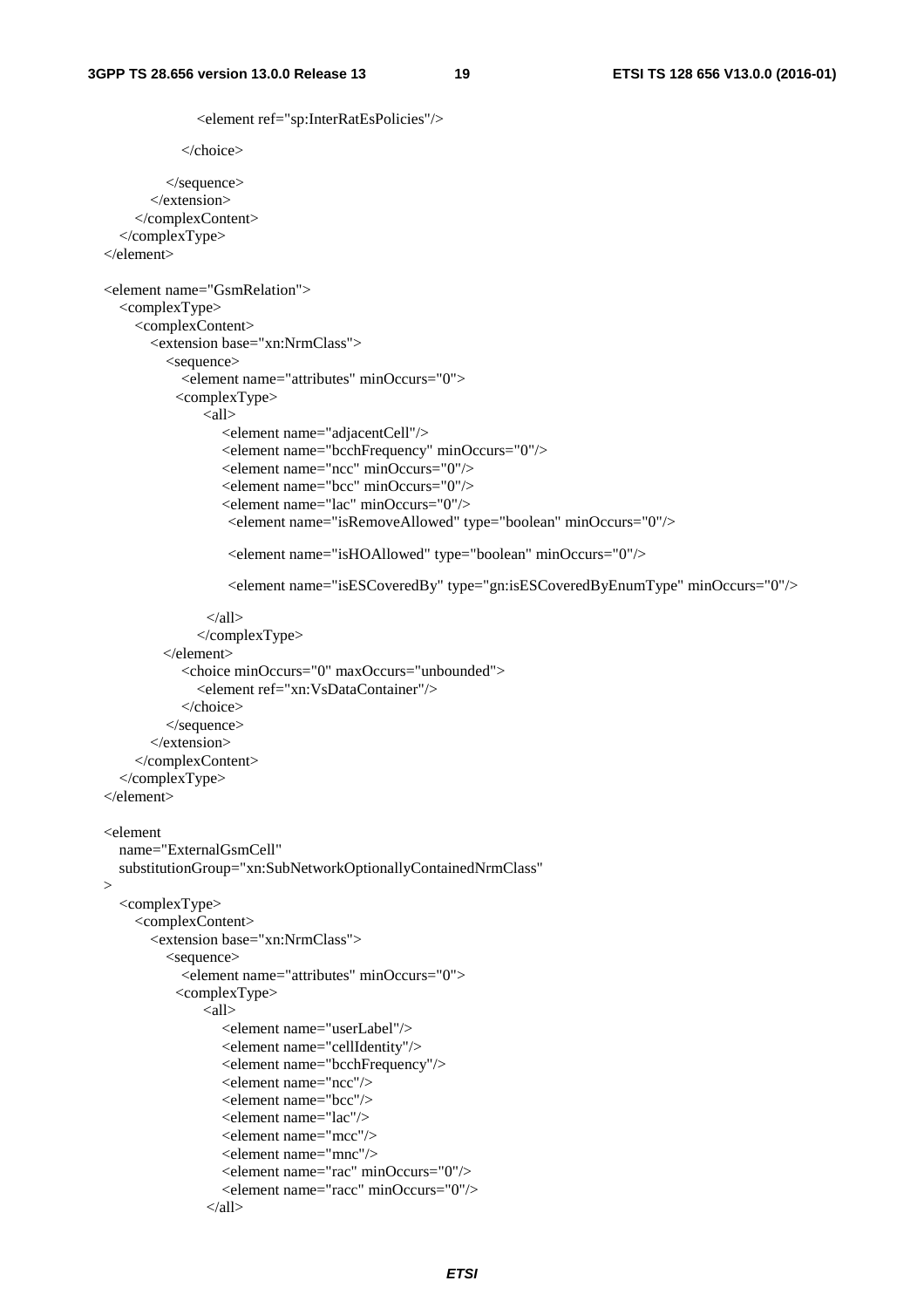```
            <element ref="sp:InterRatEsPolicies"/>

          </choice>

        </sequence>
      </extension>
    </complexContent>
  </complexType>
</element>

<element name="GsmRelation">
  <complexType>
    <complexContent>
      <extension base="xn:NrmClass">
        <sequence>
          <element name="attributes" minOccurs="0">
          <complexType>
              <all>
                <element name="adjacentCell"/>
                <element name="bcchFrequency" minOccurs="0"/>
                <element name="ncc" minOccurs="0"/>
                <element name="bcc" minOccurs="0"/>
                <element name="lac" minOccurs="0"/>
                 <element name="isRemoveAllowed" type="boolean" minOccurs="0"/>

                 <element name="isHOAllowed" type="boolean" minOccurs="0"/>

                 <element name="isESCoveredBy" type="gn:isESCoveredByEnumType" minOccurs="0"/>

              </all>
            </complexType>
        </element>
          <choice minOccurs="0" maxOccurs="unbounded">
            <element ref="xn:VsDataContainer"/>
          </choice>
        </sequence>
      </extension>
    </complexContent>
  </complexType>
</element>

<element
  name="ExternalGsmCell"
  substitutionGroup="xn:SubNetworkOptionallyContainedNrmClass"
>
  <complexType>
    <complexContent>
      <extension base="xn:NrmClass">
        <sequence>
          <element name="attributes" minOccurs="0">
          <complexType>
              <all>
                <element name="userLabel"/>
                <element name="cellIdentity"/>
                <element name="bcchFrequency"/>
                <element name="ncc"/>
                <element name="bcc"/>
                <element name="lac"/>
                <element name="mcc"/>
                <element name="mnc"/>
                <element name="rac" minOccurs="0"/>
                <element name="racc" minOccurs="0"/>
              </all>
```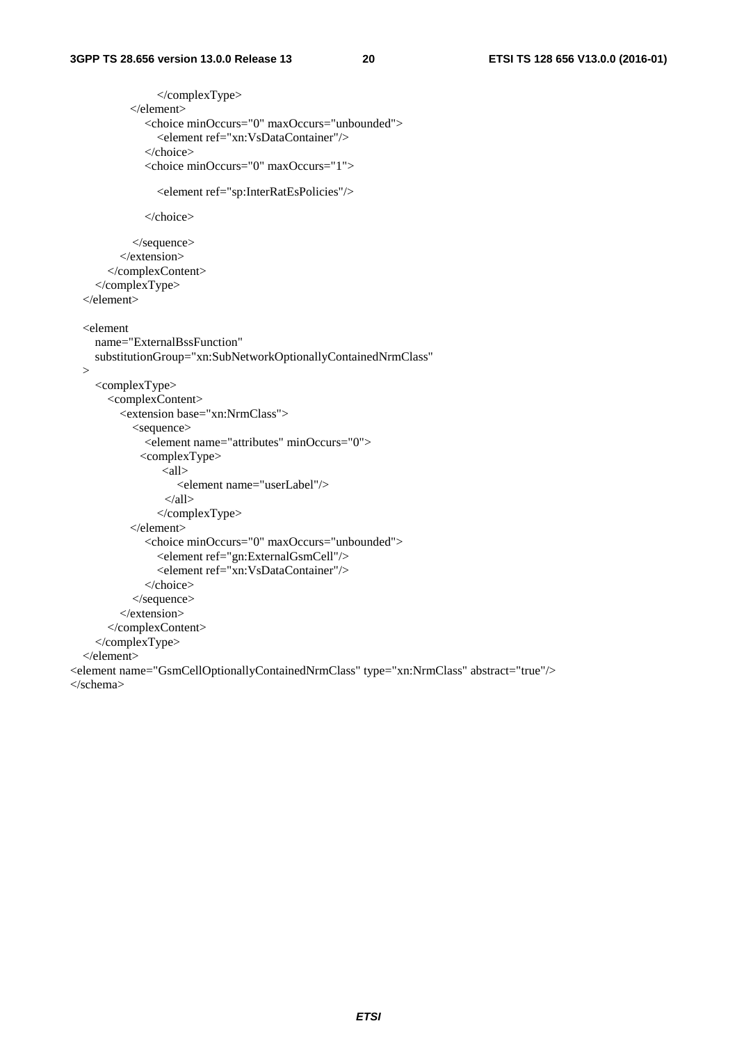```
                    </complexType>
                </element>
                <choice minOccurs="0" maxOccurs="unbounded">
                    <element ref="xn:VsDataContainer"/>
                </choice>
                <choice minOccurs="0" maxOccurs="1">

                    <element ref="sp:InterRatEsPolicies"/>

                </choice>

            </sequence>
          </extension>
        </complexContent>
      </complexType>
    </element>

    <element
      name="ExternalBssFunction"
      substitutionGroup="xn:SubNetworkOptionallyContainedNrmClass"
    >
      <complexType>
        <complexContent>
          <extension base="xn:NrmClass">
            <sequence>
              <element name="attributes" minOccurs="0">
                <complexType>
                    <all>
                      <element name="userLabel"/>
                    </all>
                  </complexType>
              </element>
                <choice minOccurs="0" maxOccurs="unbounded">
                  <element ref="gn:ExternalGsmCell"/>
                  <element ref="xn:VsDataContainer"/>
                </choice>
              </sequence>
          </extension>
        </complexContent>
      </complexType>
    </element>
<element name="GsmCellOptionallyContainedNrmClass" type="xn:NrmClass" abstract="true"/>
</schema>
```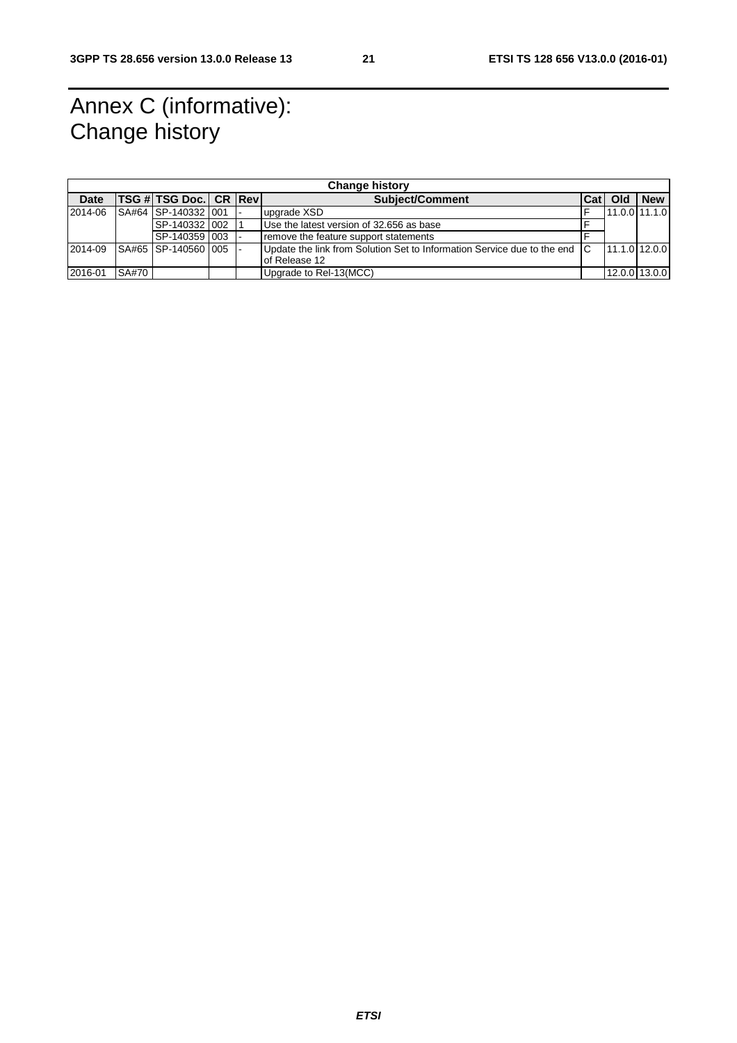# Annex C (informative): Change history

| Change history | | | | | | | | |
|---|---|---|---|---|---|---|---|---|
| **Date** | **TSG #** | **TSG Doc.** | **CR** | **Rev** | **Subject/Comment** | **Cat** | **Old** | **New** |
| 2014-06 | SA#64 | SP-140332 | 001 | - | upgrade XSD | F | 11.0.0 | 11.1.0 |
| | | SP-140332 | 002 | 1 | Use the latest version of 32.656 as base | F | | |
| | | SP-140359 | 003 | - | remove the feature support statements | F | | |
| 2014-09 | SA#65 | SP-140560 | 005 | - | Update the link from Solution Set to Information Service due to the end of Release 12 | C | 11.1.0 | 12.0.0 |
| 2016-01 | SA#70 | | | | Upgrade to Rel-13(MCC) | | 12.0.0 | 13.0.0 |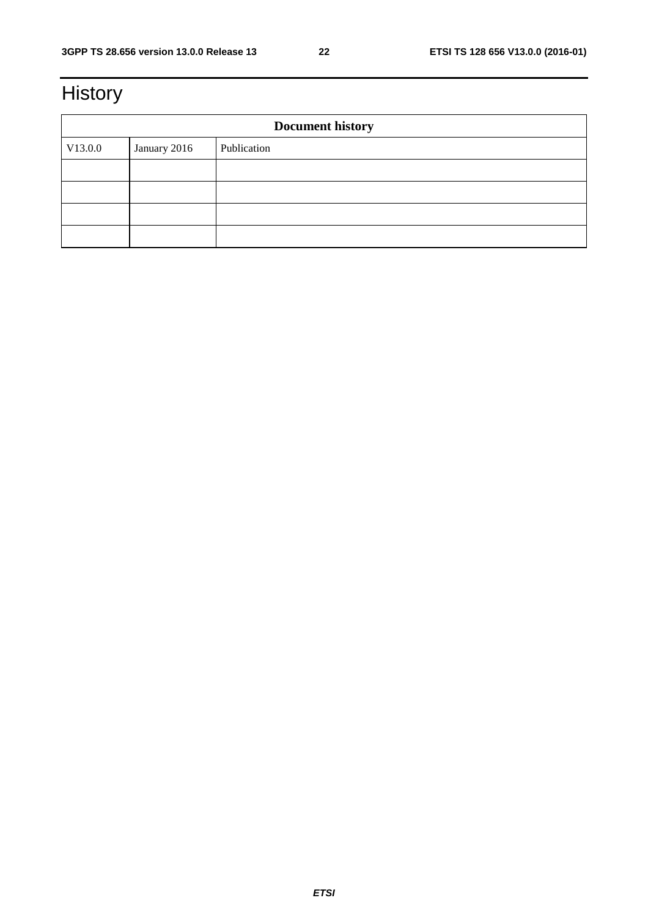# History

| Document history | | |
|---|---|---|
| V13.0.0 | January 2016 | Publication |
| | | |
| | | |
| | | |
| | | |